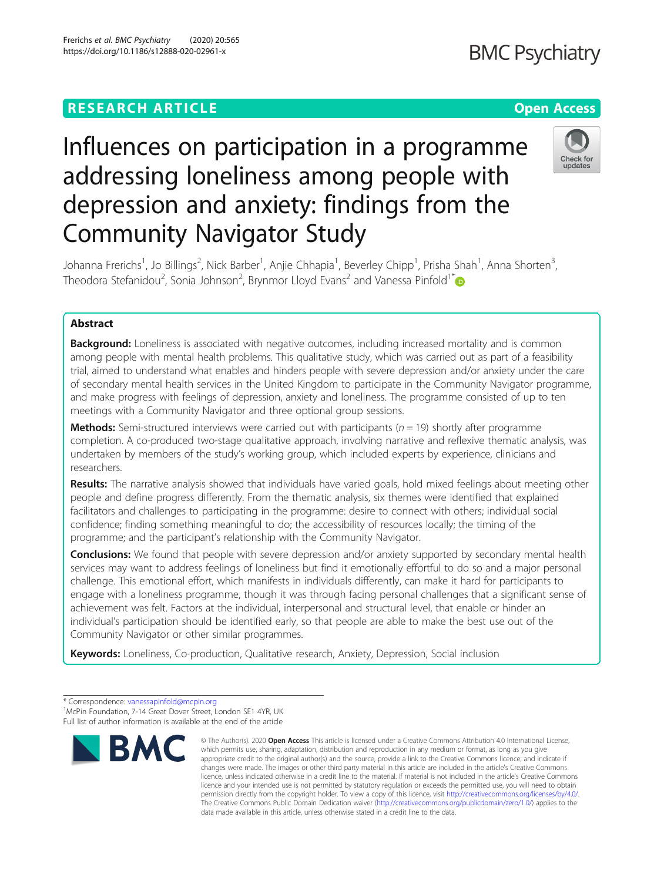RESEARCH ARTICLE

Open Access

# Influences on participation in a programme addressing loneliness among people with depression and anxiety: findings from the Community Navigator Study

Johanna Frerichs[1], Jo Billings[2], Nick Barber[1], Anjie Chhapia[1], Beverley Chipp[1], Prisha Shah[1], Anna Shorten[3], Theodora Stefanidou[2], Sonia Johnson[2], Brynmor Lloyd Evans[2] and Vanessa Pinfold[1*]

## Abstract

**Background:** Loneliness is associated with negative outcomes, including increased mortality and is common among people with mental health problems. This qualitative study, which was carried out as part of a feasibility trial, aimed to understand what enables and hinders people with severe depression and/or anxiety under the care of secondary mental health services in the United Kingdom to participate in the Community Navigator programme, and make progress with feelings of depression, anxiety and loneliness. The programme consisted of up to ten meetings with a Community Navigator and three optional group sessions.

**Methods:** Semi-structured interviews were carried out with participants ($n = 19$) shortly after programme completion. A co-produced two-stage qualitative approach, involving narrative and reflexive thematic analysis, was undertaken by members of the study's working group, which included experts by experience, clinicians and researchers.

**Results:** The narrative analysis showed that individuals have varied goals, hold mixed feelings about meeting other people and define progress differently. From the thematic analysis, six themes were identified that explained facilitators and challenges to participating in the programme: desire to connect with others; individual social confidence; finding something meaningful to do; the accessibility of resources locally; the timing of the programme; and the participant's relationship with the Community Navigator.

**Conclusions:** We found that people with severe depression and/or anxiety supported by secondary mental health services may want to address feelings of loneliness but find it emotionally effortful to do so and a major personal challenge. This emotional effort, which manifests in individuals differently, can make it hard for participants to engage with a loneliness programme, though it was through facing personal challenges that a significant sense of achievement was felt. Factors at the individual, interpersonal and structural level, that enable or hinder an individual's participation should be identified early, so that people are able to make the best use out of the Community Navigator or other similar programmes.

**Keywords:** Loneliness, Co-production, Qualitative research, Anxiety, Depression, Social inclusion

\* Correspondence: vanessapinfold@mcpin.org

[1]McPin Foundation, 7-14 Great Dover Street, London SE1 4YR, UK

Full list of author information is available at the end of the article

© The Author(s). 2020 **Open Access** This article is licensed under a Creative Commons Attribution 4.0 International License, which permits use, sharing, adaptation, distribution and reproduction in any medium or format, as long as you give appropriate credit to the original author(s) and the source, provide a link to the Creative Commons licence, and indicate if changes were made. The images or other third party material in this article are included in the article's Creative Commons licence, unless indicated otherwise in a credit line to the material. If material is not included in the article's Creative Commons licence and your intended use is not permitted by statutory regulation or exceeds the permitted use, you will need to obtain permission directly from the copyright holder. To view a copy of this licence, visit http://creativecommons.org/licenses/by/4.0/. The Creative Commons Public Domain Dedication waiver (http://creativecommons.org/publicdomain/zero/1.0/) applies to the data made available in this article, unless otherwise stated in a credit line to the data.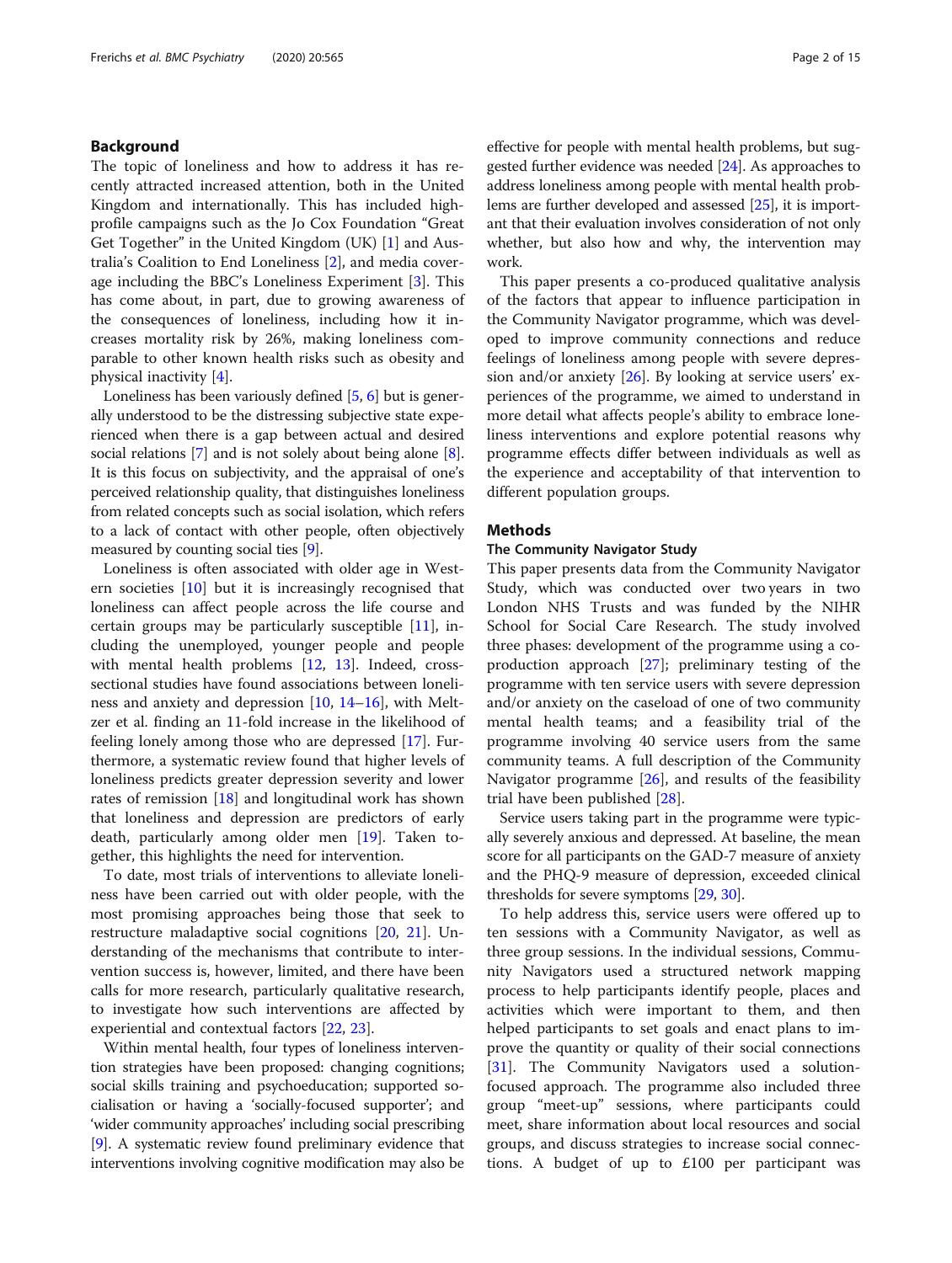## Background

The topic of loneliness and how to address it has recently attracted increased attention, both in the United Kingdom and internationally. This has included high-profile campaigns such as the Jo Cox Foundation "Great Get Together" in the United Kingdom (UK) [1] and Australia's Coalition to End Loneliness [2], and media coverage including the BBC's Loneliness Experiment [3]. This has come about, in part, due to growing awareness of the consequences of loneliness, including how it increases mortality risk by 26%, making loneliness comparable to other known health risks such as obesity and physical inactivity [4].

Loneliness has been variously defined [5, 6] but is generally understood to be the distressing subjective state experienced when there is a gap between actual and desired social relations [7] and is not solely about being alone [8]. It is this focus on subjectivity, and the appraisal of one's perceived relationship quality, that distinguishes loneliness from related concepts such as social isolation, which refers to a lack of contact with other people, often objectively measured by counting social ties [9].

Loneliness is often associated with older age in Western societies [10] but it is increasingly recognised that loneliness can affect people across the life course and certain groups may be particularly susceptible [11], including the unemployed, younger people and people with mental health problems [12, 13]. Indeed, cross-sectional studies have found associations between loneliness and anxiety and depression [10, 14–16], with Meltzer et al. finding an 11-fold increase in the likelihood of feeling lonely among those who are depressed [17]. Furthermore, a systematic review found that higher levels of loneliness predicts greater depression severity and lower rates of remission [18] and longitudinal work has shown that loneliness and depression are predictors of early death, particularly among older men [19]. Taken together, this highlights the need for intervention.

To date, most trials of interventions to alleviate loneliness have been carried out with older people, with the most promising approaches being those that seek to restructure maladaptive social cognitions [20, 21]. Understanding of the mechanisms that contribute to intervention success is, however, limited, and there have been calls for more research, particularly qualitative research, to investigate how such interventions are affected by experiential and contextual factors [22, 23].

Within mental health, four types of loneliness intervention strategies have been proposed: changing cognitions; social skills training and psychoeducation; supported socialisation or having a 'socially-focused supporter'; and 'wider community approaches' including social prescribing [9]. A systematic review found preliminary evidence that interventions involving cognitive modification may also be effective for people with mental health problems, but suggested further evidence was needed [24]. As approaches to address loneliness among people with mental health problems are further developed and assessed [25], it is important that their evaluation involves consideration of not only whether, but also how and why, the intervention may work.

This paper presents a co-produced qualitative analysis of the factors that appear to influence participation in the Community Navigator programme, which was developed to improve community connections and reduce feelings of loneliness among people with severe depression and/or anxiety [26]. By looking at service users' experiences of the programme, we aimed to understand in more detail what affects people's ability to embrace loneliness interventions and explore potential reasons why programme effects differ between individuals as well as the experience and acceptability of that intervention to different population groups.

## Methods

### The Community Navigator Study

This paper presents data from the Community Navigator Study, which was conducted over two years in two London NHS Trusts and was funded by the NIHR School for Social Care Research. The study involved three phases: development of the programme using a co-production approach [27]; preliminary testing of the programme with ten service users with severe depression and/or anxiety on the caseload of one of two community mental health teams; and a feasibility trial of the programme involving 40 service users from the same community teams. A full description of the Community Navigator programme [26], and results of the feasibility trial have been published [28].

Service users taking part in the programme were typically severely anxious and depressed. At baseline, the mean score for all participants on the GAD-7 measure of anxiety and the PHQ-9 measure of depression, exceeded clinical thresholds for severe symptoms [29, 30].

To help address this, service users were offered up to ten sessions with a Community Navigator, as well as three group sessions. In the individual sessions, Community Navigators used a structured network mapping process to help participants identify people, places and activities which were important to them, and then helped participants to set goals and enact plans to improve the quantity or quality of their social connections [31]. The Community Navigators used a solution-focused approach. The programme also included three group "meet-up" sessions, where participants could meet, share information about local resources and social groups, and discuss strategies to increase social connections. A budget of up to £100 per participant was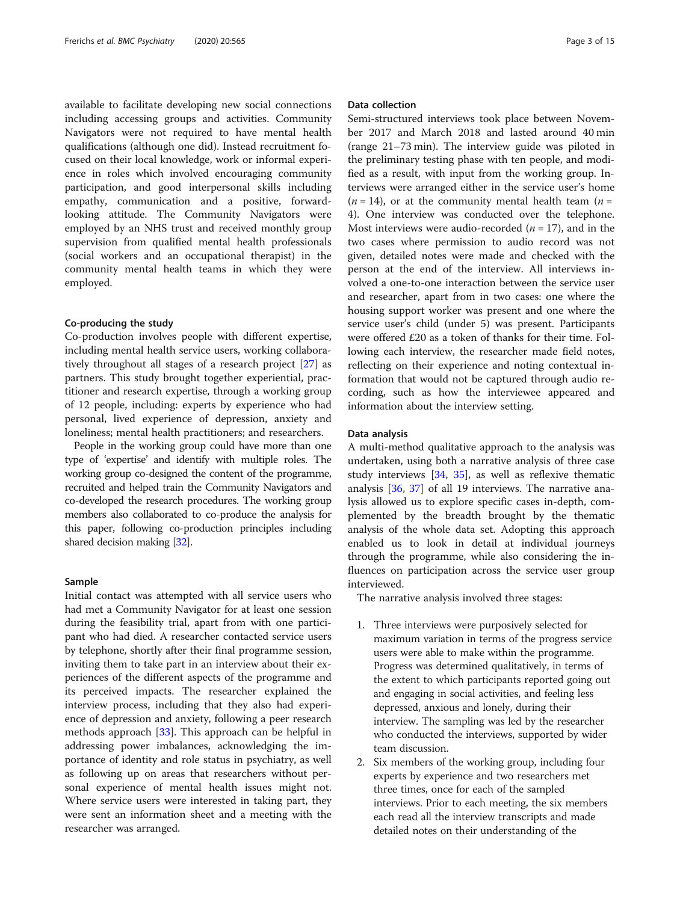available to facilitate developing new social connections including accessing groups and activities. Community Navigators were not required to have mental health qualifications (although one did). Instead recruitment focused on their local knowledge, work or informal experience in roles which involved encouraging community participation, and good interpersonal skills including empathy, communication and a positive, forward-looking attitude. The Community Navigators were employed by an NHS trust and received monthly group supervision from qualified mental health professionals (social workers and an occupational therapist) in the community mental health teams in which they were employed.

### Co-producing the study

Co-production involves people with different expertise, including mental health service users, working collaboratively throughout all stages of a research project [27] as partners. This study brought together experiential, practitioner and research expertise, through a working group of 12 people, including: experts by experience who had personal, lived experience of depression, anxiety and loneliness; mental health practitioners; and researchers.

People in the working group could have more than one type of 'expertise' and identify with multiple roles. The working group co-designed the content of the programme, recruited and helped train the Community Navigators and co-developed the research procedures. The working group members also collaborated to co-produce the analysis for this paper, following co-production principles including shared decision making [32].

### Sample

Initial contact was attempted with all service users who had met a Community Navigator for at least one session during the feasibility trial, apart from with one participant who had died. A researcher contacted service users by telephone, shortly after their final programme session, inviting them to take part in an interview about their experiences of the different aspects of the programme and its perceived impacts. The researcher explained the interview process, including that they also had experience of depression and anxiety, following a peer research methods approach [33]. This approach can be helpful in addressing power imbalances, acknowledging the importance of identity and role status in psychiatry, as well as following up on areas that researchers without personal experience of mental health issues might not. Where service users were interested in taking part, they were sent an information sheet and a meeting with the researcher was arranged.

### Data collection

Semi-structured interviews took place between November 2017 and March 2018 and lasted around 40 min (range 21–73 min). The interview guide was piloted in the preliminary testing phase with ten people, and modified as a result, with input from the working group. Interviews were arranged either in the service user's home ($n = 14$), or at the community mental health team ($n = 4$). One interview was conducted over the telephone. Most interviews were audio-recorded ($n = 17$), and in the two cases where permission to audio record was not given, detailed notes were made and checked with the person at the end of the interview. All interviews involved a one-to-one interaction between the service user and researcher, apart from in two cases: one where the housing support worker was present and one where the service user's child (under 5) was present. Participants were offered £20 as a token of thanks for their time. Following each interview, the researcher made field notes, reflecting on their experience and noting contextual information that would not be captured through audio recording, such as how the interviewee appeared and information about the interview setting.

### Data analysis

A multi-method qualitative approach to the analysis was undertaken, using both a narrative analysis of three case study interviews [34, 35], as well as reflexive thematic analysis [36, 37] of all 19 interviews. The narrative analysis allowed us to explore specific cases in-depth, complemented by the breadth brought by the thematic analysis of the whole data set. Adopting this approach enabled us to look in detail at individual journeys through the programme, while also considering the influences on participation across the service user group interviewed.

The narrative analysis involved three stages:

1. Three interviews were purposively selected for maximum variation in terms of the progress service users were able to make within the programme. Progress was determined qualitatively, in terms of the extent to which participants reported going out and engaging in social activities, and feeling less depressed, anxious and lonely, during their interview. The sampling was led by the researcher who conducted the interviews, supported by wider team discussion.
2. Six members of the working group, including four experts by experience and two researchers met three times, once for each of the sampled interviews. Prior to each meeting, the six members each read all the interview transcripts and made detailed notes on their understanding of the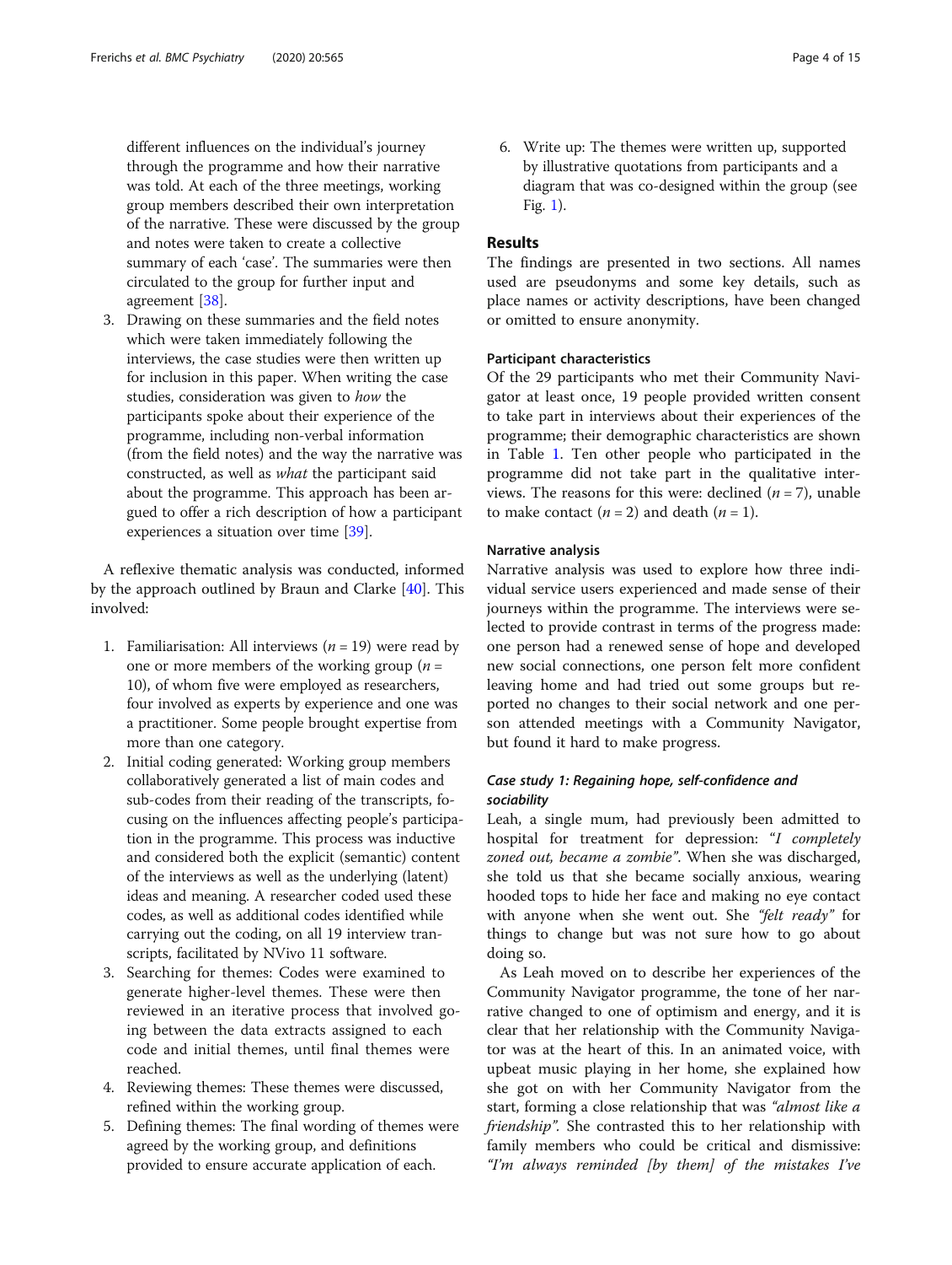different influences on the individual's journey through the programme and how their narrative was told. At each of the three meetings, working group members described their own interpretation of the narrative. These were discussed by the group and notes were taken to create a collective summary of each 'case'. The summaries were then circulated to the group for further input and agreement [38].

3. Drawing on these summaries and the field notes which were taken immediately following the interviews, the case studies were then written up for inclusion in this paper. When writing the case studies, consideration was given to *how* the participants spoke about their experience of the programme, including non-verbal information (from the field notes) and the way the narrative was constructed, as well as *what* the participant said about the programme. This approach has been argued to offer a rich description of how a participant experiences a situation over time [39].

A reflexive thematic analysis was conducted, informed by the approach outlined by Braun and Clarke [40]. This involved:

1. Familiarisation: All interviews ($n = 19$) were read by one or more members of the working group ($n = 10$), of whom five were employed as researchers, four involved as experts by experience and one was a practitioner. Some people brought expertise from more than one category.
2. Initial coding generated: Working group members collaboratively generated a list of main codes and sub-codes from their reading of the transcripts, focusing on the influences affecting people's participation in the programme. This process was inductive and considered both the explicit (semantic) content of the interviews as well as the underlying (latent) ideas and meaning. A researcher coded used these codes, as well as additional codes identified while carrying out the coding, on all 19 interview transcripts, facilitated by NVivo 11 software.
3. Searching for themes: Codes were examined to generate higher-level themes. These were then reviewed in an iterative process that involved going between the data extracts assigned to each code and initial themes, until final themes were reached.
4. Reviewing themes: These themes were discussed, refined within the working group.
5. Defining themes: The final wording of themes were agreed by the working group, and definitions provided to ensure accurate application of each.
6. Write up: The themes were written up, supported by illustrative quotations from participants and a diagram that was co-designed within the group (see Fig. 1).

## Results

The findings are presented in two sections. All names used are pseudonyms and some key details, such as place names or activity descriptions, have been changed or omitted to ensure anonymity.

### Participant characteristics

Of the 29 participants who met their Community Navigator at least once, 19 people provided written consent to take part in interviews about their experiences of the programme; their demographic characteristics are shown in Table 1. Ten other people who participated in the programme did not take part in the qualitative interviews. The reasons for this were: declined ($n = 7$), unable to make contact ($n = 2$) and death ($n = 1$).

### Narrative analysis

Narrative analysis was used to explore how three individual service users experienced and made sense of their journeys within the programme. The interviews were selected to provide contrast in terms of the progress made: one person had a renewed sense of hope and developed new social connections, one person felt more confident leaving home and had tried out some groups but reported no changes to their social network and one person attended meetings with a Community Navigator, but found it hard to make progress.

#### *Case study 1: Regaining hope, self-confidence and sociability*

Leah, a single mum, had previously been admitted to hospital for treatment for depression: "*I completely zoned out, became a zombie*". When she was discharged, she told us that she became socially anxious, wearing hooded tops to hide her face and making no eye contact with anyone when she went out. She *"felt ready"* for things to change but was not sure how to go about doing so.

As Leah moved on to describe her experiences of the Community Navigator programme, the tone of her narrative changed to one of optimism and energy, and it is clear that her relationship with the Community Navigator was at the heart of this. In an animated voice, with upbeat music playing in her home, she explained how she got on with her Community Navigator from the start, forming a close relationship that was *"almost like a friendship"*. She contrasted this to her relationship with family members who could be critical and dismissive: *"I'm always reminded [by them] of the mistakes I've*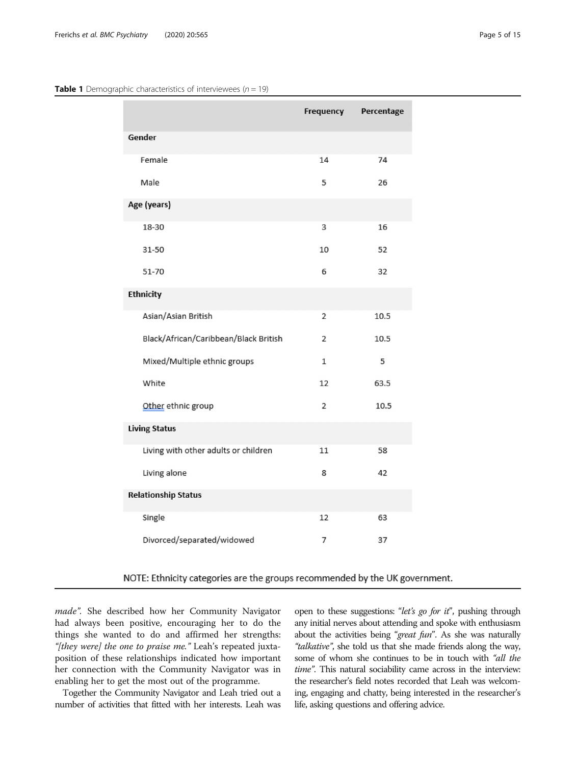**Table 1** Demographic characteristics of interviewees ($n = 19$)

| | Frequency | Percentage |
|---|---|---|
| **Gender** | | |
| Female | 14 | 74 |
| Male | 5 | 26 |
| **Age (years)** | | |
| 18-30 | 3 | 16 |
| 31-50 | 10 | 52 |
| 51-70 | 6 | 32 |
| **Ethnicity** | | |
| Asian/Asian British | 2 | 10.5 |
| Black/African/Caribbean/Black British | 2 | 10.5 |
| Mixed/Multiple ethnic groups | 1 | 5 |
| White | 12 | 63.5 |
| Other ethnic group | 2 | 10.5 |
| **Living Status** | | |
| Living with other adults or children | 11 | 58 |
| Living alone | 8 | 42 |
| **Relationship Status** | | |
| Single | 12 | 63 |
| Divorced/separated/widowed | 7 | 37 |

NOTE: Ethnicity categories are the groups recommended by the UK government.

*made"*. She described how her Community Navigator had always been positive, encouraging her to do the things she wanted to do and affirmed her strengths: *"[they were] the one to praise me."* Leah's repeated juxtaposition of these relationships indicated how important her connection with the Community Navigator was in enabling her to get the most out of the programme.

Together the Community Navigator and Leah tried out a number of activities that fitted with her interests. Leah was open to these suggestions: *"let's go for it"*, pushing through any initial nerves about attending and spoke with enthusiasm about the activities being *"great fun"*. As she was naturally *"talkative"*, she told us that she made friends along the way, some of whom she continues to be in touch with *"all the time"*. This natural sociability came across in the interview: the researcher's field notes recorded that Leah was welcoming, engaging and chatty, being interested in the researcher's life, asking questions and offering advice.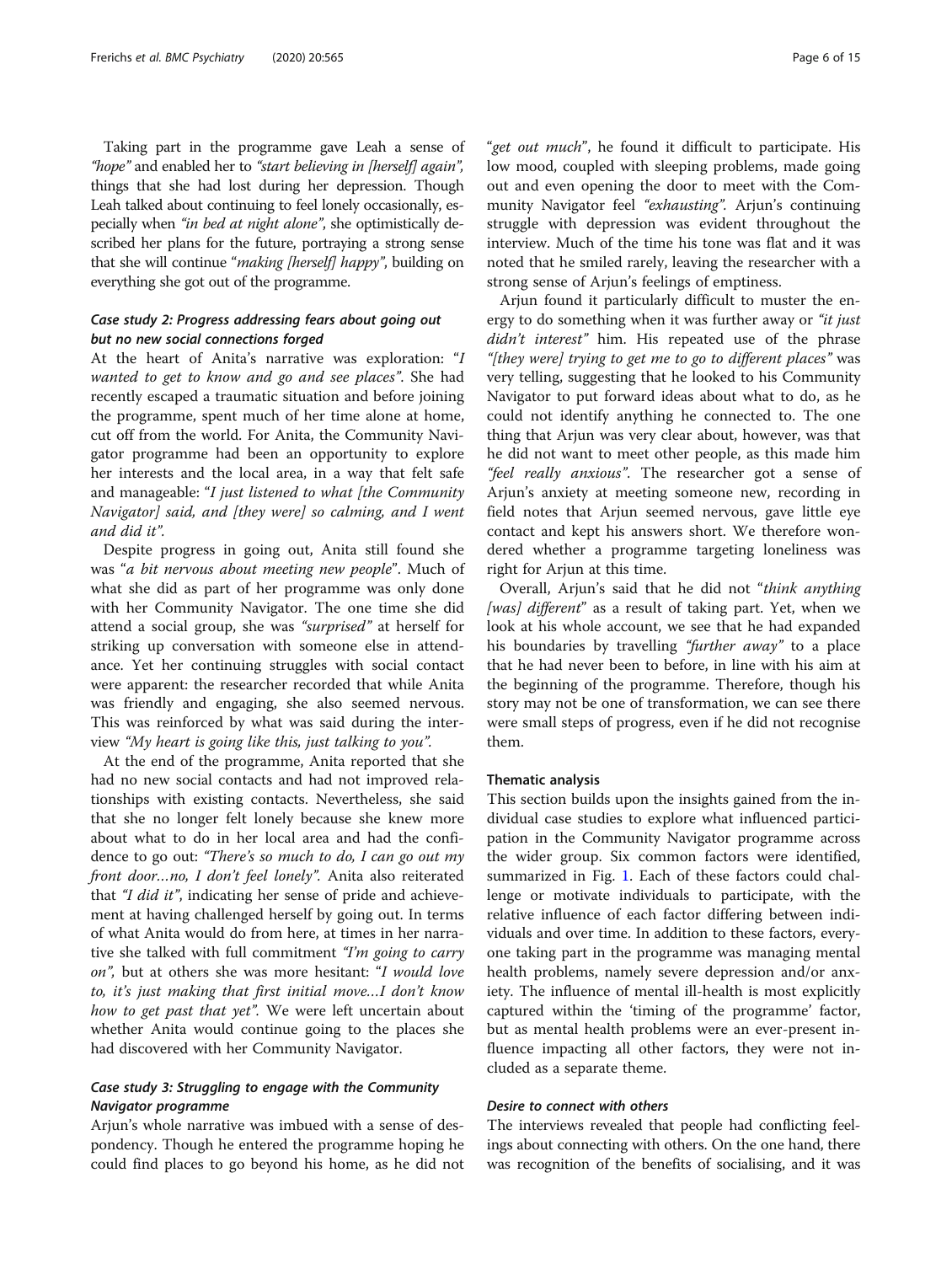Taking part in the programme gave Leah a sense of *"hope"* and enabled her to *"start believing in [herself] again"*, things that she had lost during her depression. Though Leah talked about continuing to feel lonely occasionally, especially when *"in bed at night alone"*, she optimistically described her plans for the future, portraying a strong sense that she will continue "*making [herself] happy*", building on everything she got out of the programme.

### *Case study 2: Progress addressing fears about going out but no new social connections forged*

At the heart of Anita's narrative was exploration: "*I wanted to get to know and go and see places*". She had recently escaped a traumatic situation and before joining the programme, spent much of her time alone at home, cut off from the world. For Anita, the Community Navigator programme had been an opportunity to explore her interests and the local area, in a way that felt safe and manageable: "*I just listened to what [the Community Navigator] said, and [they were] so calming, and I went and did it*".

Despite progress in going out, Anita still found she was "*a bit nervous about meeting new people*". Much of what she did as part of her programme was only done with her Community Navigator. The one time she did attend a social group, she was *"surprised"* at herself for striking up conversation with someone else in attendance. Yet her continuing struggles with social contact were apparent: the researcher recorded that while Anita was friendly and engaging, she also seemed nervous. This was reinforced by what was said during the interview *"My heart is going like this, just talking to you"*.

At the end of the programme, Anita reported that she had no new social contacts and had not improved relationships with existing contacts. Nevertheless, she said that she no longer felt lonely because she knew more about what to do in her local area and had the confidence to go out: *"There's so much to do, I can go out my front door…no, I don't feel lonely"*. Anita also reiterated that *"I did it"*, indicating her sense of pride and achievement at having challenged herself by going out. In terms of what Anita would do from here, at times in her narrative she talked with full commitment *"I'm going to carry on"*, but at others she was more hesitant: "*I would love to, it's just making that first initial move…I don't know how to get past that yet*". We were left uncertain about whether Anita would continue going to the places she had discovered with her Community Navigator.

### *Case study 3: Struggling to engage with the Community Navigator programme*

Arjun's whole narrative was imbued with a sense of despondency. Though he entered the programme hoping he could find places to go beyond his home, as he did not "*get out much*", he found it difficult to participate. His low mood, coupled with sleeping problems, made going out and even opening the door to meet with the Community Navigator feel *"exhausting"*. Arjun's continuing struggle with depression was evident throughout the interview. Much of the time his tone was flat and it was noted that he smiled rarely, leaving the researcher with a strong sense of Arjun's feelings of emptiness.

Arjun found it particularly difficult to muster the energy to do something when it was further away or *"it just didn't interest"* him. His repeated use of the phrase *"[they were] trying to get me to go to different places"* was very telling, suggesting that he looked to his Community Navigator to put forward ideas about what to do, as he could not identify anything he connected to. The one thing that Arjun was very clear about, however, was that he did not want to meet other people, as this made him *"feel really anxious"*. The researcher got a sense of Arjun's anxiety at meeting someone new, recording in field notes that Arjun seemed nervous, gave little eye contact and kept his answers short. We therefore wondered whether a programme targeting loneliness was right for Arjun at this time.

Overall, Arjun's said that he did not "*think anything [was] different*" as a result of taking part. Yet, when we look at his whole account, we see that he had expanded his boundaries by travelling *"further away"* to a place that he had never been to before, in line with his aim at the beginning of the programme. Therefore, though his story may not be one of transformation, we can see there were small steps of progress, even if he did not recognise them.

#### Thematic analysis

This section builds upon the insights gained from the individual case studies to explore what influenced participation in the Community Navigator programme across the wider group. Six common factors were identified, summarized in Fig. 1. Each of these factors could challenge or motivate individuals to participate, with the relative influence of each factor differing between individuals and over time. In addition to these factors, everyone taking part in the programme was managing mental health problems, namely severe depression and/or anxiety. The influence of mental ill-health is most explicitly captured within the 'timing of the programme' factor, but as mental health problems were an ever-present influence impacting all other factors, they were not included as a separate theme.

### *Desire to connect with others*

The interviews revealed that people had conflicting feelings about connecting with others. On the one hand, there was recognition of the benefits of socialising, and it was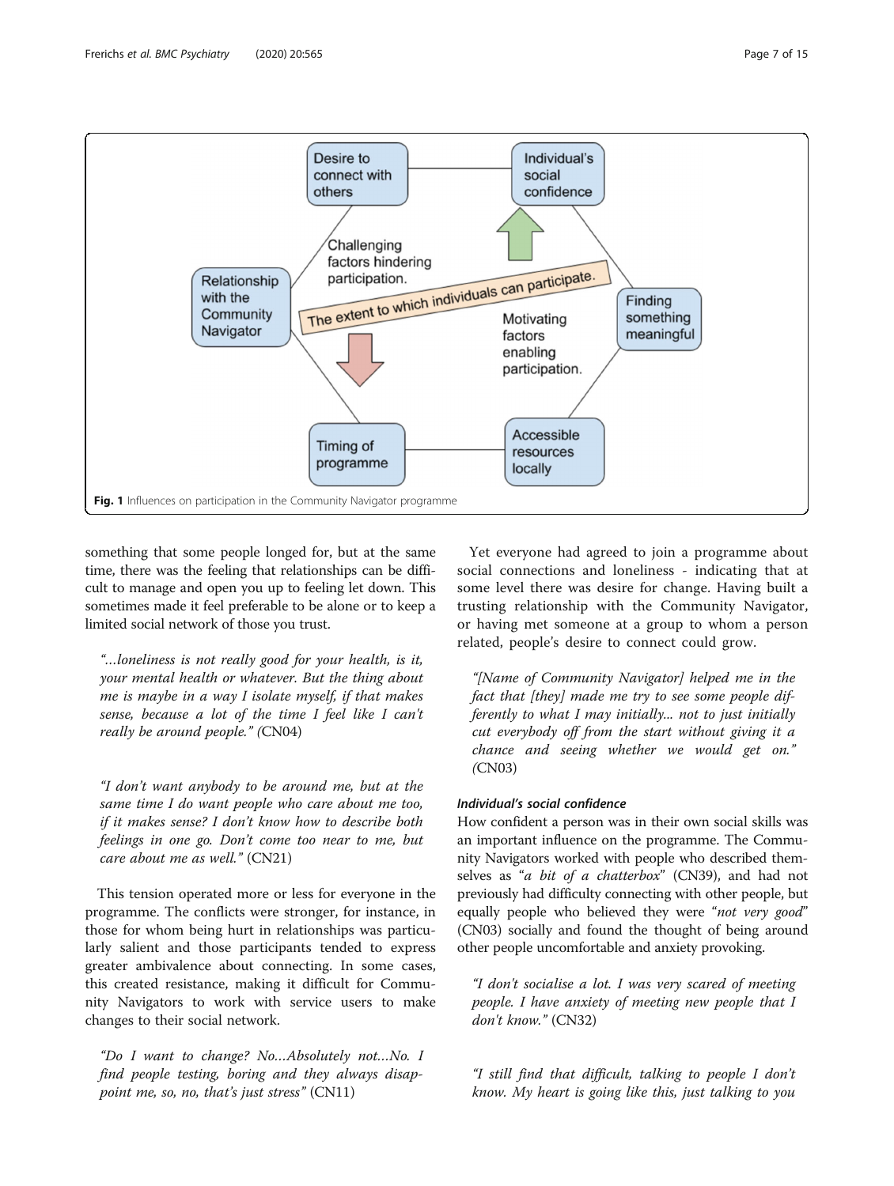Desire to connect with others

Individual's social confidence

Challenging factors hindering participation.

Relationship with the Community Navigator

The extent to which individuals can participate.

Finding something meaningful

Motivating factors enabling participation.

Timing of programme

Accessible resources locally

**Fig. 1** Influences on participation in the Community Navigator programme

something that some people longed for, but at the same time, there was the feeling that relationships can be difficult to manage and open you up to feeling let down. This sometimes made it feel preferable to be alone or to keep a limited social network of those you trust.

> *"…loneliness is not really good for your health, is it, your mental health or whatever. But the thing about me is maybe in a way I isolate myself, if that makes sense, because a lot of the time I feel like I can't really be around people." (*CN04)

> *"I don't want anybody to be around me, but at the same time I do want people who care about me too, if it makes sense? I don't know how to describe both feelings in one go. Don't come too near to me, but care about me as well."* (CN21)

This tension operated more or less for everyone in the programme. The conflicts were stronger, for instance, in those for whom being hurt in relationships was particularly salient and those participants tended to express greater ambivalence about connecting. In some cases, this created resistance, making it difficult for Community Navigators to work with service users to make changes to their social network.

> *"Do I want to change? No…Absolutely not…No. I find people testing, boring and they always disappoint me, so, no, that's just stress"* (CN11)

Yet everyone had agreed to join a programme about social connections and loneliness - indicating that at some level there was desire for change. Having built a trusting relationship with the Community Navigator, or having met someone at a group to whom a person related, people's desire to connect could grow.

> *"[Name of Community Navigator] helped me in the fact that [they] made me try to see some people differently to what I may initially... not to just initially cut everybody off from the start without giving it a chance and seeing whether we would get on." (*CN03)

#### *Individual's social confidence*

How confident a person was in their own social skills was an important influence on the programme. The Community Navigators worked with people who described themselves as "*a bit of a chatterbox*" (CN39), and had not previously had difficulty connecting with other people, but equally people who believed they were "*not very good*" (CN03) socially and found the thought of being around other people uncomfortable and anxiety provoking.

> *"I don't socialise a lot. I was very scared of meeting people. I have anxiety of meeting new people that I don't know."* (CN32)

> *"I still find that difficult, talking to people I don't know. My heart is going like this, just talking to you*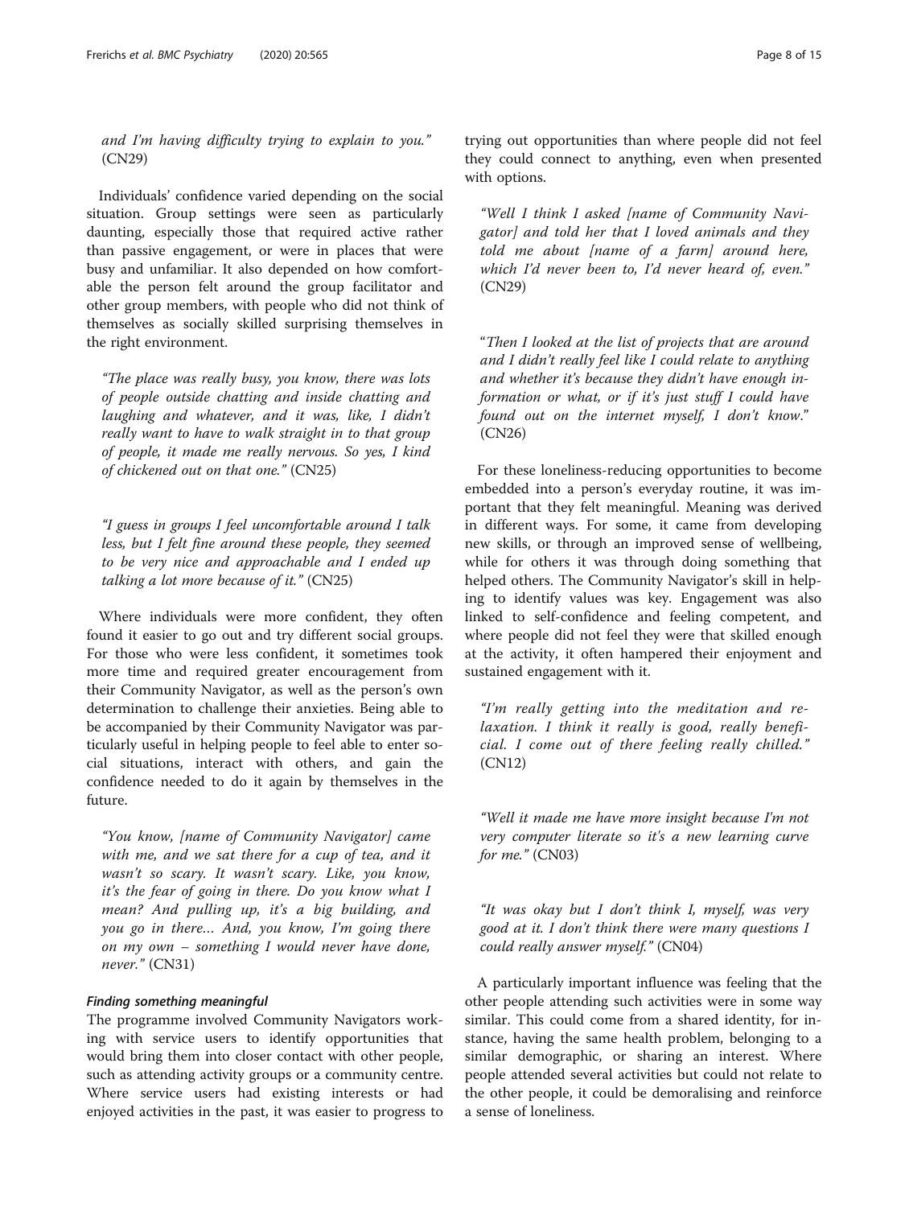*and I'm having difficulty trying to explain to you."* (CN29)

Individuals' confidence varied depending on the social situation. Group settings were seen as particularly daunting, especially those that required active rather than passive engagement, or were in places that were busy and unfamiliar. It also depended on how comfortable the person felt around the group facilitator and other group members, with people who did not think of themselves as socially skilled surprising themselves in the right environment.

> *"The place was really busy, you know, there was lots of people outside chatting and inside chatting and laughing and whatever, and it was, like, I didn't really want to have to walk straight in to that group of people, it made me really nervous. So yes, I kind of chickened out on that one."* (CN25)

> *"I guess in groups I feel uncomfortable around I talk less, but I felt fine around these people, they seemed to be very nice and approachable and I ended up talking a lot more because of it."* (CN25)

Where individuals were more confident, they often found it easier to go out and try different social groups. For those who were less confident, it sometimes took more time and required greater encouragement from their Community Navigator, as well as the person's own determination to challenge their anxieties. Being able to be accompanied by their Community Navigator was particularly useful in helping people to feel able to enter social situations, interact with others, and gain the confidence needed to do it again by themselves in the future.

> *"You know, [name of Community Navigator] came with me, and we sat there for a cup of tea, and it wasn't so scary. It wasn't scary. Like, you know, it's the fear of going in there. Do you know what I mean? And pulling up, it's a big building, and you go in there… And, you know, I'm going there on my own – something I would never have done, never."* (CN31)

#### *Finding something meaningful*

The programme involved Community Navigators working with service users to identify opportunities that would bring them into closer contact with other people, such as attending activity groups or a community centre. Where service users had existing interests or had enjoyed activities in the past, it was easier to progress to trying out opportunities than where people did not feel they could connect to anything, even when presented with options.

> *"Well I think I asked [name of Community Navigator] and told her that I loved animals and they told me about [name of a farm] around here, which I'd never been to, I'd never heard of, even."* (CN29)

> *"Then I looked at the list of projects that are around and I didn't really feel like I could relate to anything and whether it's because they didn't have enough information or what, or if it's just stuff I could have found out on the internet myself, I don't know."* (CN26)

For these loneliness-reducing opportunities to become embedded into a person's everyday routine, it was important that they felt meaningful. Meaning was derived in different ways. For some, it came from developing new skills, or through an improved sense of wellbeing, while for others it was through doing something that helped others. The Community Navigator's skill in helping to identify values was key. Engagement was also linked to self-confidence and feeling competent, and where people did not feel they were that skilled enough at the activity, it often hampered their enjoyment and sustained engagement with it.

> *"I'm really getting into the meditation and relaxation. I think it really is good, really beneficial. I come out of there feeling really chilled."* (CN12)

> *"Well it made me have more insight because I'm not very computer literate so it's a new learning curve for me."* (CN03)

> *"It was okay but I don't think I, myself, was very good at it. I don't think there were many questions I could really answer myself."* (CN04)

A particularly important influence was feeling that the other people attending such activities were in some way similar. This could come from a shared identity, for instance, having the same health problem, belonging to a similar demographic, or sharing an interest. Where people attended several activities but could not relate to the other people, it could be demoralising and reinforce a sense of loneliness.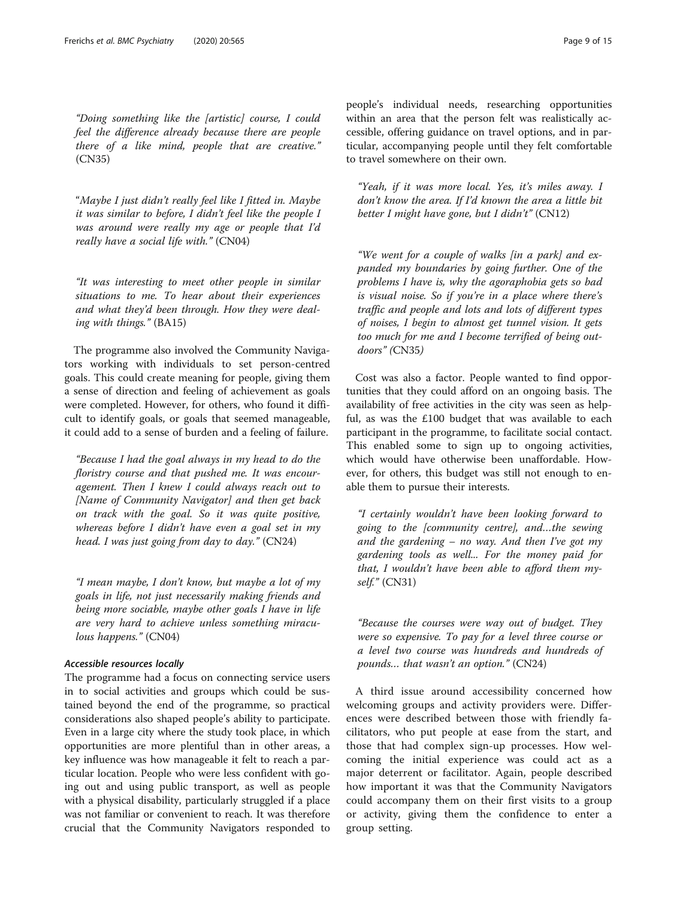"Doing something like the [artistic] course, I could feel the difference already because there are people there of a like mind, people that are creative." (CN35)

"Maybe I just didn't really feel like I fitted in. Maybe it was similar to before, I didn't feel like the people I was around were really my age or people that I'd really have a social life with." (CN04)

"It was interesting to meet other people in similar situations to me. To hear about their experiences and what they'd been through. How they were dealing with things." (BA15)

The programme also involved the Community Navigators working with individuals to set person-centred goals. This could create meaning for people, giving them a sense of direction and feeling of achievement as goals were completed. However, for others, who found it difficult to identify goals, or goals that seemed manageable, it could add to a sense of burden and a feeling of failure.

"Because I had the goal always in my head to do the floristry course and that pushed me. It was encouragement. Then I knew I could always reach out to [Name of Community Navigator] and then get back on track with the goal. So it was quite positive, whereas before I didn't have even a goal set in my head. I was just going from day to day." (CN24)

"I mean maybe, I don't know, but maybe a lot of my goals in life, not just necessarily making friends and being more sociable, maybe other goals I have in life are very hard to achieve unless something miraculous happens." (CN04)

#### *Accessible resources locally*

The programme had a focus on connecting service users in to social activities and groups which could be sustained beyond the end of the programme, so practical considerations also shaped people's ability to participate. Even in a large city where the study took place, in which opportunities are more plentiful than in other areas, a key influence was how manageable it felt to reach a particular location. People who were less confident with going out and using public transport, as well as people with a physical disability, particularly struggled if a place was not familiar or convenient to reach. It was therefore crucial that the Community Navigators responded to people's individual needs, researching opportunities within an area that the person felt was realistically accessible, offering guidance on travel options, and in particular, accompanying people until they felt comfortable to travel somewhere on their own.

"Yeah, if it was more local. Yes, it's miles away. I don't know the area. If I'd known the area a little bit better I might have gone, but I didn't" (CN12)

"We went for a couple of walks [in a park] and expanded my boundaries by going further. One of the problems I have is, why the agoraphobia gets so bad is visual noise. So if you're in a place where there's traffic and people and lots and lots of different types of noises, I begin to almost get tunnel vision. It gets too much for me and I become terrified of being outdoors" (CN35)

Cost was also a factor. People wanted to find opportunities that they could afford on an ongoing basis. The availability of free activities in the city was seen as helpful, as was the £100 budget that was available to each participant in the programme, to facilitate social contact. This enabled some to sign up to ongoing activities, which would have otherwise been unaffordable. However, for others, this budget was still not enough to enable them to pursue their interests.

"I certainly wouldn't have been looking forward to going to the [community centre], and…the sewing and the gardening – no way. And then I've got my gardening tools as well... For the money paid for that, I wouldn't have been able to afford them myself." (CN31)

"Because the courses were way out of budget. They were so expensive. To pay for a level three course or a level two course was hundreds and hundreds of pounds… that wasn't an option." (CN24)

A third issue around accessibility concerned how welcoming groups and activity providers were. Differences were described between those with friendly facilitators, who put people at ease from the start, and those that had complex sign-up processes. How welcoming the initial experience was could act as a major deterrent or facilitator. Again, people described how important it was that the Community Navigators could accompany them on their first visits to a group or activity, giving them the confidence to enter a group setting.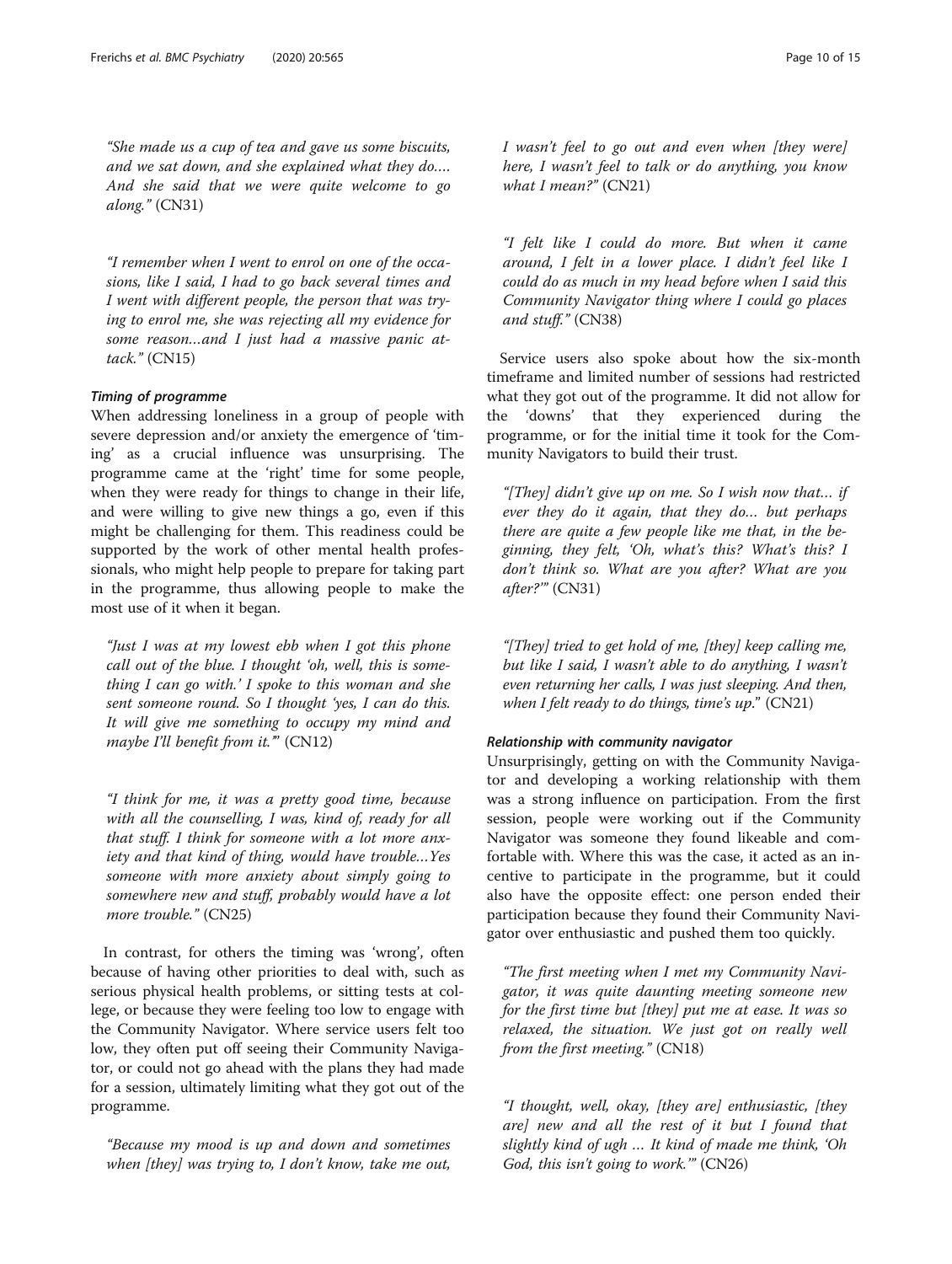*"She made us a cup of tea and gave us some biscuits, and we sat down, and she explained what they do.… And she said that we were quite welcome to go along."* (CN31)

*"I remember when I went to enrol on one of the occasions, like I said, I had to go back several times and I went with different people, the person that was trying to enrol me, she was rejecting all my evidence for some reason…and I just had a massive panic attack."* (CN15)

#### Timing of programme

When addressing loneliness in a group of people with severe depression and/or anxiety the emergence of 'timing' as a crucial influence was unsurprising. The programme came at the 'right' time for some people, when they were ready for things to change in their life, and were willing to give new things a go, even if this might be challenging for them. This readiness could be supported by the work of other mental health professionals, who might help people to prepare for taking part in the programme, thus allowing people to make the most use of it when it began.

*"Just I was at my lowest ebb when I got this phone call out of the blue. I thought 'oh, well, this is something I can go with.' I spoke to this woman and she sent someone round. So I thought 'yes, I can do this. It will give me something to occupy my mind and maybe I'll benefit from it.'"* (CN12)

*"I think for me, it was a pretty good time, because with all the counselling, I was, kind of, ready for all that stuff. I think for someone with a lot more anxiety and that kind of thing, would have trouble…Yes someone with more anxiety about simply going to somewhere new and stuff, probably would have a lot more trouble."* (CN25)

In contrast, for others the timing was 'wrong', often because of having other priorities to deal with, such as serious physical health problems, or sitting tests at college, or because they were feeling too low to engage with the Community Navigator. Where service users felt too low, they often put off seeing their Community Navigator, or could not go ahead with the plans they had made for a session, ultimately limiting what they got out of the programme.

*"Because my mood is up and down and sometimes when [they] was trying to, I don't know, take me out, I wasn't feel to go out and even when [they were] here, I wasn't feel to talk or do anything, you know what I mean?"* (CN21)

*"I felt like I could do more. But when it came around, I felt in a lower place. I didn't feel like I could do as much in my head before when I said this Community Navigator thing where I could go places and stuff."* (CN38)

Service users also spoke about how the six-month timeframe and limited number of sessions had restricted what they got out of the programme. It did not allow for the 'downs' that they experienced during the programme, or for the initial time it took for the Community Navigators to build their trust.

*"[They] didn't give up on me. So I wish now that… if ever they do it again, that they do… but perhaps there are quite a few people like me that, in the beginning, they felt, 'Oh, what's this? What's this? I don't think so. What are you after? What are you after?'"* (CN31)

*"[They] tried to get hold of me, [they] keep calling me, but like I said, I wasn't able to do anything, I wasn't even returning her calls, I was just sleeping. And then, when I felt ready to do things, time's up."* (CN21)

#### Relationship with community navigator

Unsurprisingly, getting on with the Community Navigator and developing a working relationship with them was a strong influence on participation. From the first session, people were working out if the Community Navigator was someone they found likeable and comfortable with. Where this was the case, it acted as an incentive to participate in the programme, but it could also have the opposite effect: one person ended their participation because they found their Community Navigator over enthusiastic and pushed them too quickly.

*"The first meeting when I met my Community Navigator, it was quite daunting meeting someone new for the first time but [they] put me at ease. It was so relaxed, the situation. We just got on really well from the first meeting."* (CN18)

*"I thought, well, okay, [they are] enthusiastic, [they are] new and all the rest of it but I found that slightly kind of ugh … It kind of made me think, 'Oh God, this isn't going to work.'"* (CN26)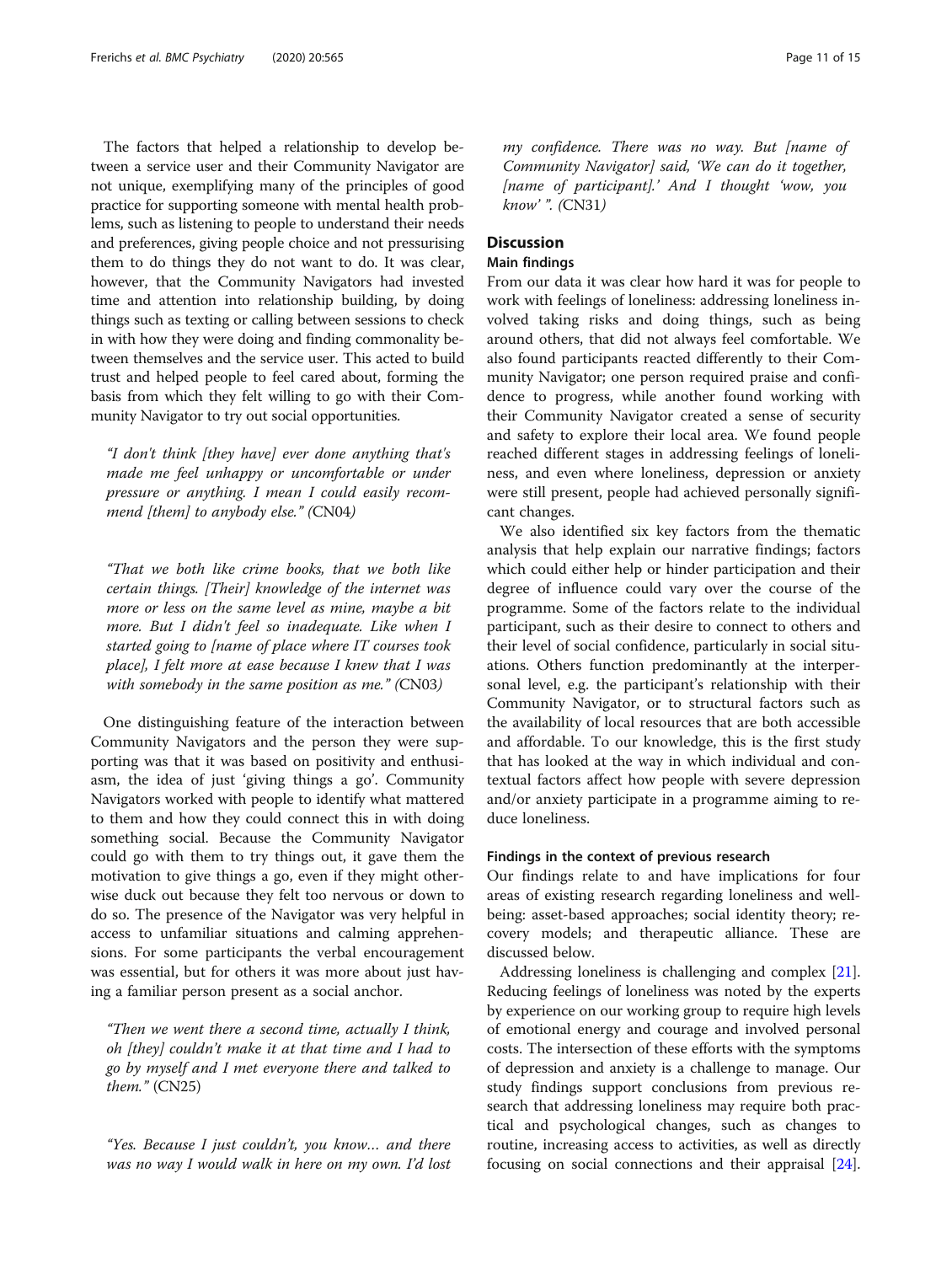The factors that helped a relationship to develop between a service user and their Community Navigator are not unique, exemplifying many of the principles of good practice for supporting someone with mental health problems, such as listening to people to understand their needs and preferences, giving people choice and not pressurising them to do things they do not want to do. It was clear, however, that the Community Navigators had invested time and attention into relationship building, by doing things such as texting or calling between sessions to check in with how they were doing and finding commonality between themselves and the service user. This acted to build trust and helped people to feel cared about, forming the basis from which they felt willing to go with their Community Navigator to try out social opportunities.

*"I don't think [they have] ever done anything that's made me feel unhappy or uncomfortable or under pressure or anything. I mean I could easily recommend [them] to anybody else." (*CN04*)*

*"That we both like crime books, that we both like certain things. [Their] knowledge of the internet was more or less on the same level as mine, maybe a bit more. But I didn't feel so inadequate. Like when I started going to [name of place where IT courses took place], I felt more at ease because I knew that I was with somebody in the same position as me." (*CN03*)*

One distinguishing feature of the interaction between Community Navigators and the person they were supporting was that it was based on positivity and enthusiasm, the idea of just 'giving things a go'. Community Navigators worked with people to identify what mattered to them and how they could connect this in with doing something social. Because the Community Navigator could go with them to try things out, it gave them the motivation to give things a go, even if they might otherwise duck out because they felt too nervous or down to do so. The presence of the Navigator was very helpful in access to unfamiliar situations and calming apprehensions. For some participants the verbal encouragement was essential, but for others it was more about just having a familiar person present as a social anchor.

*"Then we went there a second time, actually I think, oh [they] couldn't make it at that time and I had to go by myself and I met everyone there and talked to them."* (CN25)

*"Yes. Because I just couldn't, you know… and there was no way I would walk in here on my own. I'd lost my confidence. There was no way. But [name of Community Navigator] said, 'We can do it together, [name of participant].' And I thought 'wow, you know' ". (*CN31*)*

## Discussion

### Main findings

From our data it was clear how hard it was for people to work with feelings of loneliness: addressing loneliness involved taking risks and doing things, such as being around others, that did not always feel comfortable. We also found participants reacted differently to their Community Navigator; one person required praise and confidence to progress, while another found working with their Community Navigator created a sense of security and safety to explore their local area. We found people reached different stages in addressing feelings of loneliness, and even where loneliness, depression or anxiety were still present, people had achieved personally significant changes.

We also identified six key factors from the thematic analysis that help explain our narrative findings; factors which could either help or hinder participation and their degree of influence could vary over the course of the programme. Some of the factors relate to the individual participant, such as their desire to connect to others and their level of social confidence, particularly in social situations. Others function predominantly at the interpersonal level, e.g. the participant's relationship with their Community Navigator, or to structural factors such as the availability of local resources that are both accessible and affordable. To our knowledge, this is the first study that has looked at the way in which individual and contextual factors affect how people with severe depression and/or anxiety participate in a programme aiming to reduce loneliness.

### Findings in the context of previous research

Our findings relate to and have implications for four areas of existing research regarding loneliness and wellbeing: asset-based approaches; social identity theory; recovery models; and therapeutic alliance. These are discussed below.

Addressing loneliness is challenging and complex [21]. Reducing feelings of loneliness was noted by the experts by experience on our working group to require high levels of emotional energy and courage and involved personal costs. The intersection of these efforts with the symptoms of depression and anxiety is a challenge to manage. Our study findings support conclusions from previous research that addressing loneliness may require both practical and psychological changes, such as changes to routine, increasing access to activities, as well as directly focusing on social connections and their appraisal [24].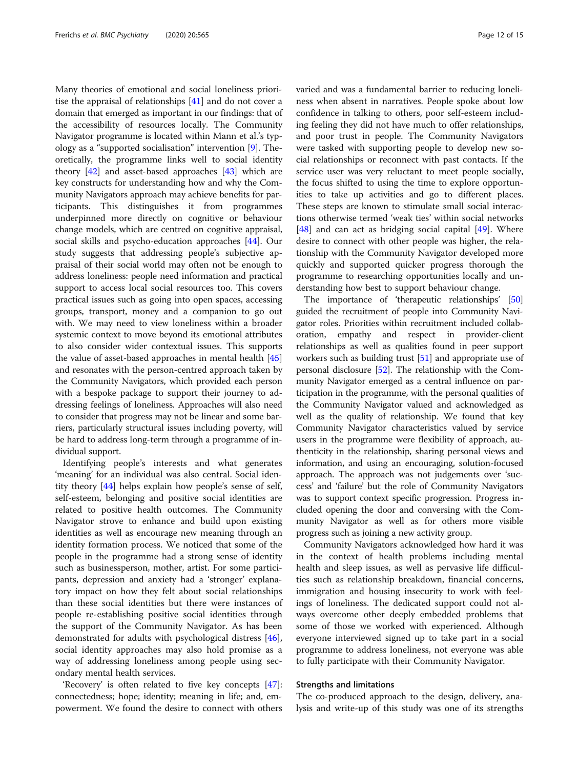Many theories of emotional and social loneliness prioritise the appraisal of relationships [41] and do not cover a domain that emerged as important in our findings: that of the accessibility of resources locally. The Community Navigator programme is located within Mann et al.'s typology as a "supported socialisation" intervention [9]. Theoretically, the programme links well to social identity theory [42] and asset-based approaches [43] which are key constructs for understanding how and why the Community Navigators approach may achieve benefits for participants. This distinguishes it from programmes underpinned more directly on cognitive or behaviour change models, which are centred on cognitive appraisal, social skills and psycho-education approaches [44]. Our study suggests that addressing people's subjective appraisal of their social world may often not be enough to address loneliness: people need information and practical support to access local social resources too. This covers practical issues such as going into open spaces, accessing groups, transport, money and a companion to go out with. We may need to view loneliness within a broader systemic context to move beyond its emotional attributes to also consider wider contextual issues. This supports the value of asset-based approaches in mental health [45] and resonates with the person-centred approach taken by the Community Navigators, which provided each person with a bespoke package to support their journey to addressing feelings of loneliness. Approaches will also need to consider that progress may not be linear and some barriers, particularly structural issues including poverty, will be hard to address long-term through a programme of individual support.

Identifying people's interests and what generates 'meaning' for an individual was also central. Social identity theory [44] helps explain how people's sense of self, self-esteem, belonging and positive social identities are related to positive health outcomes. The Community Navigator strove to enhance and build upon existing identities as well as encourage new meaning through an identity formation process. We noticed that some of the people in the programme had a strong sense of identity such as businessperson, mother, artist. For some participants, depression and anxiety had a 'stronger' explanatory impact on how they felt about social relationships than these social identities but there were instances of people re-establishing positive social identities through the support of the Community Navigator. As has been demonstrated for adults with psychological distress [46], social identity approaches may also hold promise as a way of addressing loneliness among people using secondary mental health services.

'Recovery' is often related to five key concepts [47]: connectedness; hope; identity; meaning in life; and, empowerment. We found the desire to connect with others varied and was a fundamental barrier to reducing loneliness when absent in narratives. People spoke about low confidence in talking to others, poor self-esteem including feeling they did not have much to offer relationships, and poor trust in people. The Community Navigators were tasked with supporting people to develop new social relationships or reconnect with past contacts. If the service user was very reluctant to meet people socially, the focus shifted to using the time to explore opportunities to take up activities and go to different places. These steps are known to stimulate small social interactions otherwise termed 'weak ties' within social networks [48] and can act as bridging social capital [49]. Where desire to connect with other people was higher, the relationship with the Community Navigator developed more quickly and supported quicker progress thorough the programme to researching opportunities locally and understanding how best to support behaviour change.

The importance of 'therapeutic relationships' [50] guided the recruitment of people into Community Navigator roles. Priorities within recruitment included collaboration, empathy and respect in provider-client relationships as well as qualities found in peer support workers such as building trust [51] and appropriate use of personal disclosure [52]. The relationship with the Community Navigator emerged as a central influence on participation in the programme, with the personal qualities of the Community Navigator valued and acknowledged as well as the quality of relationship. We found that key Community Navigator characteristics valued by service users in the programme were flexibility of approach, authenticity in the relationship, sharing personal views and information, and using an encouraging, solution-focused approach. The approach was not judgements over 'success' and 'failure' but the role of Community Navigators was to support context specific progression. Progress included opening the door and conversing with the Community Navigator as well as for others more visible progress such as joining a new activity group.

Community Navigators acknowledged how hard it was in the context of health problems including mental health and sleep issues, as well as pervasive life difficulties such as relationship breakdown, financial concerns, immigration and housing insecurity to work with feelings of loneliness. The dedicated support could not always overcome other deeply embedded problems that some of those we worked with experienced. Although everyone interviewed signed up to take part in a social programme to address loneliness, not everyone was able to fully participate with their Community Navigator.

### Strengths and limitations

The co-produced approach to the design, delivery, analysis and write-up of this study was one of its strengths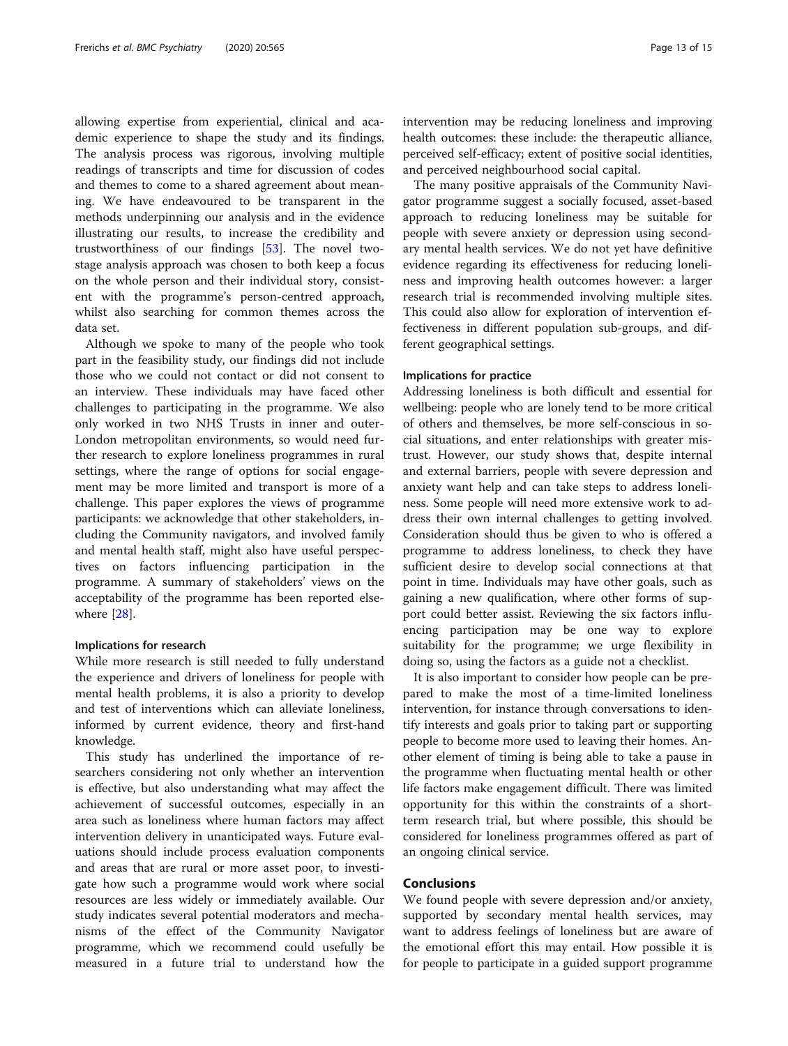allowing expertise from experiential, clinical and academic experience to shape the study and its findings. The analysis process was rigorous, involving multiple readings of transcripts and time for discussion of codes and themes to come to a shared agreement about meaning. We have endeavoured to be transparent in the methods underpinning our analysis and in the evidence illustrating our results, to increase the credibility and trustworthiness of our findings [53]. The novel two-stage analysis approach was chosen to both keep a focus on the whole person and their individual story, consistent with the programme's person-centred approach, whilst also searching for common themes across the data set.

Although we spoke to many of the people who took part in the feasibility study, our findings did not include those who we could not contact or did not consent to an interview. These individuals may have faced other challenges to participating in the programme. We also only worked in two NHS Trusts in inner and outer-London metropolitan environments, so would need further research to explore loneliness programmes in rural settings, where the range of options for social engagement may be more limited and transport is more of a challenge. This paper explores the views of programme participants: we acknowledge that other stakeholders, including the Community navigators, and involved family and mental health staff, might also have useful perspectives on factors influencing participation in the programme. A summary of stakeholders' views on the acceptability of the programme has been reported elsewhere [28].

### Implications for research

While more research is still needed to fully understand the experience and drivers of loneliness for people with mental health problems, it is also a priority to develop and test of interventions which can alleviate loneliness, informed by current evidence, theory and first-hand knowledge.

This study has underlined the importance of researchers considering not only whether an intervention is effective, but also understanding what may affect the achievement of successful outcomes, especially in an area such as loneliness where human factors may affect intervention delivery in unanticipated ways. Future evaluations should include process evaluation components and areas that are rural or more asset poor, to investigate how such a programme would work where social resources are less widely or immediately available. Our study indicates several potential moderators and mechanisms of the effect of the Community Navigator programme, which we recommend could usefully be measured in a future trial to understand how the intervention may be reducing loneliness and improving health outcomes: these include: the therapeutic alliance, perceived self-efficacy; extent of positive social identities, and perceived neighbourhood social capital.

The many positive appraisals of the Community Navigator programme suggest a socially focused, asset-based approach to reducing loneliness may be suitable for people with severe anxiety or depression using secondary mental health services. We do not yet have definitive evidence regarding its effectiveness for reducing loneliness and improving health outcomes however: a larger research trial is recommended involving multiple sites. This could also allow for exploration of intervention effectiveness in different population sub-groups, and different geographical settings.

### Implications for practice

Addressing loneliness is both difficult and essential for wellbeing: people who are lonely tend to be more critical of others and themselves, be more self-conscious in social situations, and enter relationships with greater mistrust. However, our study shows that, despite internal and external barriers, people with severe depression and anxiety want help and can take steps to address loneliness. Some people will need more extensive work to address their own internal challenges to getting involved. Consideration should thus be given to who is offered a programme to address loneliness, to check they have sufficient desire to develop social connections at that point in time. Individuals may have other goals, such as gaining a new qualification, where other forms of support could better assist. Reviewing the six factors influencing participation may be one way to explore suitability for the programme; we urge flexibility in doing so, using the factors as a guide not a checklist.

It is also important to consider how people can be prepared to make the most of a time-limited loneliness intervention, for instance through conversations to identify interests and goals prior to taking part or supporting people to become more used to leaving their homes. Another element of timing is being able to take a pause in the programme when fluctuating mental health or other life factors make engagement difficult. There was limited opportunity for this within the constraints of a short-term research trial, but where possible, this should be considered for loneliness programmes offered as part of an ongoing clinical service.

## Conclusions

We found people with severe depression and/or anxiety, supported by secondary mental health services, may want to address feelings of loneliness but are aware of the emotional effort this may entail. How possible it is for people to participate in a guided support programme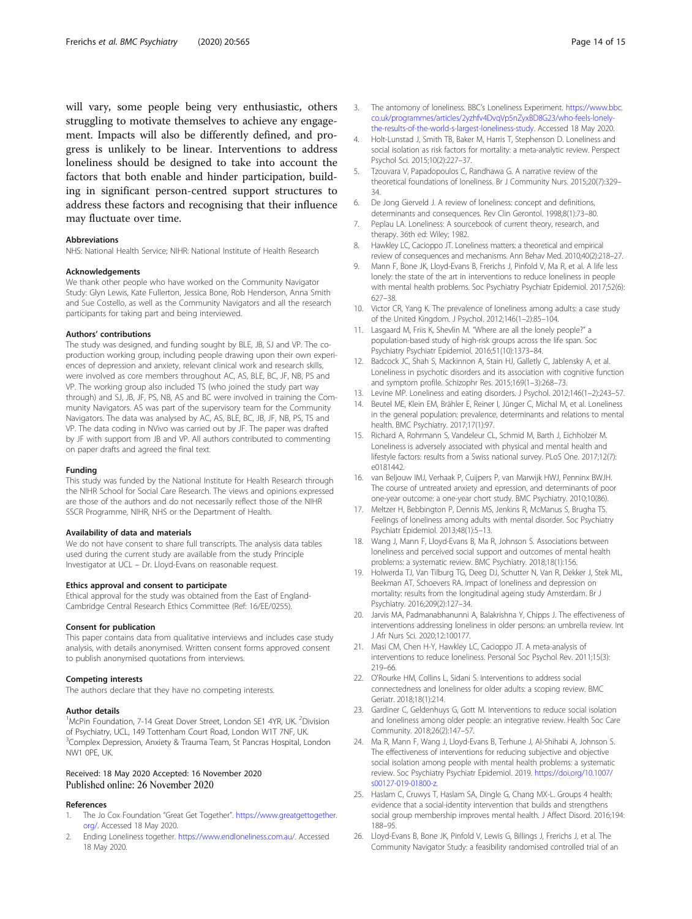will vary, some people being very enthusiastic, others struggling to motivate themselves to achieve any engagement. Impacts will also be differently defined, and progress is unlikely to be linear. Interventions to address loneliness should be designed to take into account the factors that both enable and hinder participation, building in significant person-centred support structures to address these factors and recognising that their influence may fluctuate over time.

#### Abbreviations
NHS: National Health Service; NIHR: National Institute of Health Research

#### Acknowledgements
We thank other people who have worked on the Community Navigator Study: Glyn Lewis, Kate Fullerton, Jessica Bone, Rob Henderson, Anna Smith and Sue Costello, as well as the Community Navigators and all the research participants for taking part and being interviewed.

#### Authors' contributions
The study was designed, and funding sought by BLE, JB, SJ and VP. The co-production working group, including people drawing upon their own experiences of depression and anxiety, relevant clinical work and research skills, were involved as core members throughout AC, AS, BLE, BC, JF, NB, PS and VP. The working group also included TS (who joined the study part way through) and SJ, JB, JF, PS, NB, AS and BC were involved in training the Community Navigators. AS was part of the supervisory team for the Community Navigators. The data was analysed by AC, AS, BLE, BC, JB, JF, NB, PS, TS and VP. The data coding in NVivo was carried out by JF. The paper was drafted by JF with support from JB and VP. All authors contributed to commenting on paper drafts and agreed the final text.

#### Funding
This study was funded by the National Institute for Health Research through the NIHR School for Social Care Research. The views and opinions expressed are those of the authors and do not necessarily reflect those of the NIHR SSCR Programme, NIHR, NHS or the Department of Health.

#### Availability of data and materials
We do not have consent to share full transcripts. The analysis data tables used during the current study are available from the study Principle Investigator at UCL – Dr. Lloyd-Evans on reasonable request.

#### Ethics approval and consent to participate
Ethical approval for the study was obtained from the East of England-Cambridge Central Research Ethics Committee (Ref: 16/EE/0255).

#### Consent for publication
This paper contains data from qualitative interviews and includes case study analysis, with details anonymised. Written consent forms approved consent to publish anonymised quotations from interviews.

#### Competing interests
The authors declare that they have no competing interests.

#### Author details
[1]McPin Foundation, 7-14 Great Dover Street, London SE1 4YR, UK. [2]Division of Psychiatry, UCL, 149 Tottenham Court Road, London W1T 7NF, UK. [3]Complex Depression, Anxiety & Trauma Team, St Pancras Hospital, London NW1 0PE, UK.

Received: 18 May 2020 Accepted: 16 November 2020
Published online: 26 November 2020

#### References
1. The Jo Cox Foundation "Great Get Together". https://www.greatgettogether.org/. Accessed 18 May 2020.
2. Ending Loneliness together. https://www.endloneliness.com.au/. Accessed 18 May 2020.
3. The antomony of loneliness. BBC's Loneliness Experiment. https://www.bbc.co.uk/programmes/articles/2yzhfv4DvqVp5nZyxBD8G23/who-feels-lonely-the-results-of-the-world-s-largest-loneliness-study. Accessed 18 May 2020.
4. Holt-Lunstad J, Smith TB, Baker M, Harris T, Stephenson D. Loneliness and social isolation as risk factors for mortality: a meta-analytic review. Perspect Psychol Sci. 2015;10(2):227–37.
5. Tzouvara V, Papadopoulos C, Randhawa G. A narrative review of the theoretical foundations of loneliness. Br J Community Nurs. 2015;20(7):329–34.
6. De Jong Gierveld J. A review of loneliness: concept and definitions, determinants and consequences. Rev Clin Gerontol. 1998;8(1):73–80.
7. Peplau LA. Loneliness: A sourcebook of current theory, research, and therapy. 36th ed: Wiley; 1982.
8. Hawkley LC, Cacioppo JT. Loneliness matters: a theoretical and empirical review of consequences and mechanisms. Ann Behav Med. 2010;40(2):218–27.
9. Mann F, Bone JK, Lloyd-Evans B, Frerichs J, Pinfold V, Ma R, et al. A life less lonely: the state of the art in interventions to reduce loneliness in people with mental health problems. Soc Psychiatry Psychiatr Epidemiol. 2017;52(6):627–38.
10. Victor CR, Yang K. The prevalence of loneliness among adults: a case study of the United Kingdom. J Psychol. 2012;146(1–2):85–104.
11. Lasgaard M, Friis K, Shevlin M. "Where are all the lonely people?" a population-based study of high-risk groups across the life span. Soc Psychiatry Psychiatr Epidemiol. 2016;51(10):1373–84.
12. Badcock JC, Shah S, Mackinnon A, Stain HJ, Galletly C, Jablensky A, et al. Loneliness in psychotic disorders and its association with cognitive function and symptom profile. Schizophr Res. 2015;169(1–3):268–73.
13. Levine MP. Loneliness and eating disorders. J Psychol. 2012;146(1–2):243–57.
14. Beutel ME, Klein EM, Brähler E, Reiner I, Jünger C, Michal M, et al. Loneliness in the general population: prevalence, determinants and relations to mental health. BMC Psychiatry. 2017;17(1):97.
15. Richard A, Rohrmann S, Vandeleur CL, Schmid M, Barth J, Eichholzer M. Loneliness is adversely associated with physical and mental health and lifestyle factors: results from a Swiss national survey. PLoS One. 2017;12(7):e0181442.
16. van Beljouw IMJ, Verhaak P, Cuijpers P, van Marwijk HWJ, Penninx BWJH. The course of untreated anxiety and epression, and determinants of poor one-year outcome: a one-year chort study. BMC Psychiatry. 2010;10(86).
17. Meltzer H, Bebbington P, Dennis MS, Jenkins R, McManus S, Brugha TS. Feelings of loneliness among adults with mental disorder. Soc Psychiatry Psychiatr Epidemiol. 2013;48(1):5–13.
18. Wang J, Mann F, Lloyd-Evans B, Ma R, Johnson S. Associations between loneliness and perceived social support and outcomes of mental health problems: a systematic review. BMC Psychiatry. 2018;18(1):156.
19. Holwerda TJ, Van Tilburg TG, Deeg DJ, Schutter N, Van R, Dekker J, Stek ML, Beekman AT, Schoevers RA. Impact of loneliness and depression on mortality: results from the longitudinal ageing study Amsterdam. Br J Psychiatry. 2016;209(2):127–34.
20. Jarvis MA, Padmanabhanunni A, Balakrishna Y, Chipps J. The effectiveness of interventions addressing loneliness in older persons: an umbrella review. Int J Afr Nurs Sci. 2020;12:100177.
21. Masi CM, Chen H-Y, Hawkley LC, Cacioppo JT. A meta-analysis of interventions to reduce loneliness. Personal Soc Psychol Rev. 2011;15(3):219–66.
22. O'Rourke HM, Collins L, Sidani S. Interventions to address social connectedness and loneliness for older adults: a scoping review. BMC Geriatr. 2018;18(1):214.
23. Gardiner C, Geldenhuys G, Gott M. Interventions to reduce social isolation and loneliness among older people: an integrative review. Health Soc Care Community. 2018;26(2):147–57.
24. Ma R, Mann F, Wang J, Lloyd-Evans B, Terhune J, Al-Shihabi A, Johnson S. The effectiveness of interventions for reducing subjective and objective social isolation among people with mental health problems: a systematic review. Soc Psychiatry Psychiatr Epidemiol. 2019. https://doi.org/10.1007/s00127-019-01800-z.
25. Haslam C, Cruwys T, Haslam SA, Dingle G, Chang MX-L. Groups 4 health: evidence that a social-identity intervention that builds and strengthens social group membership improves mental health. J Affect Disord. 2016;194:188–95.
26. Lloyd-Evans B, Bone JK, Pinfold V, Lewis G, Billings J, Frerichs J, et al. The Community Navigator Study: a feasibility randomised controlled trial of an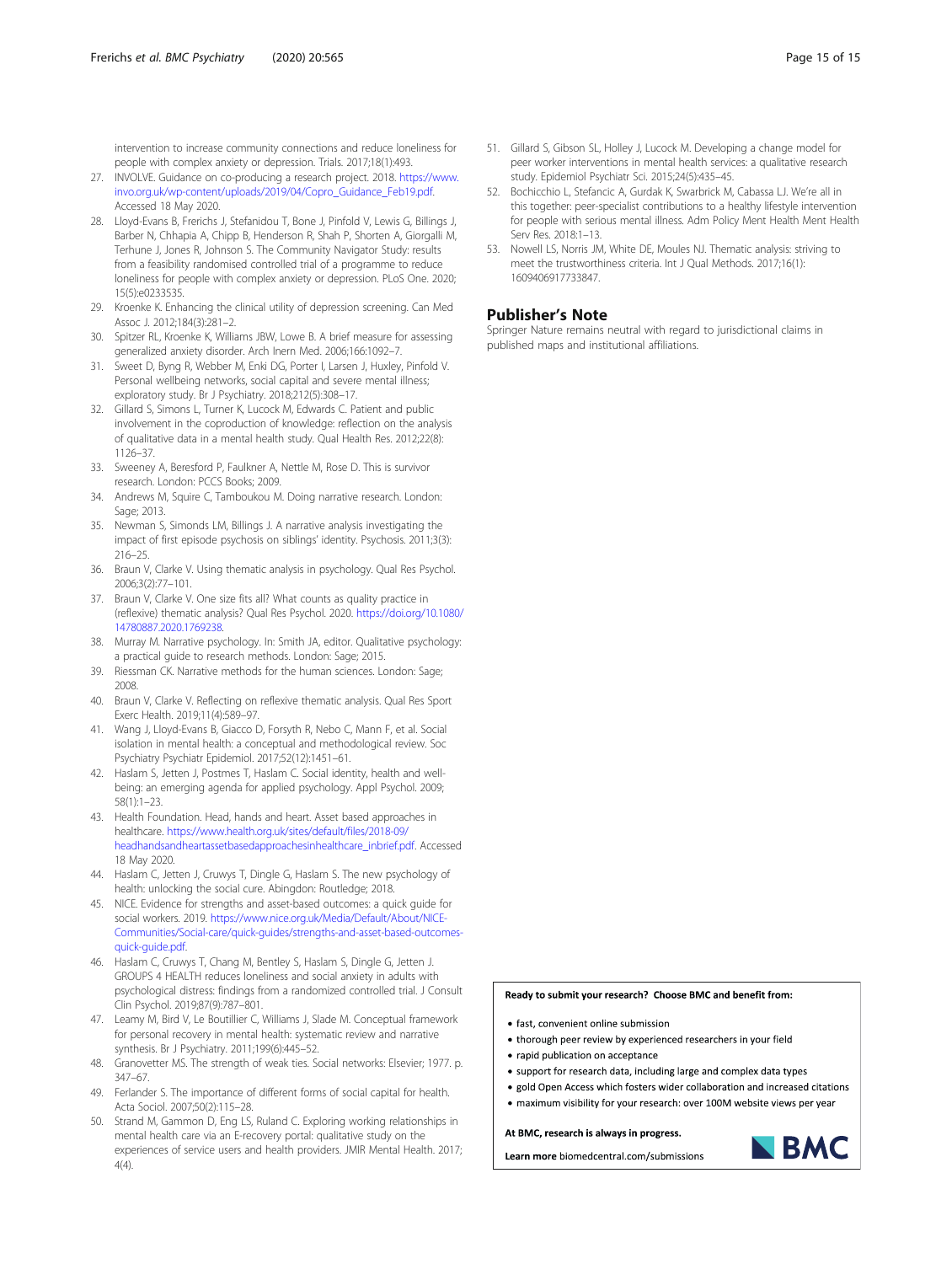intervention to increase community connections and reduce loneliness for people with complex anxiety or depression. Trials. 2017;18(1):493.

27. INVOLVE. Guidance on co-producing a research project. 2018. https://www.invo.org.uk/wp-content/uploads/2019/04/Copro_Guidance_Feb19.pdf. Accessed 18 May 2020.
28. Lloyd-Evans B, Frerichs J, Stefanidou T, Bone J, Pinfold V, Lewis G, Billings J, Barber N, Chhapia A, Chipp B, Henderson R, Shah P, Shorten A, Giorgalli M, Terhune J, Jones R, Johnson S. The Community Navigator Study: results from a feasibility randomised controlled trial of a programme to reduce loneliness for people with complex anxiety or depression. PLoS One. 2020; 15(5):e0233535.
29. Kroenke K. Enhancing the clinical utility of depression screening. Can Med Assoc J. 2012;184(3):281–2.
30. Spitzer RL, Kroenke K, Williams JBW, Lowe B. A brief measure for assessing generalized anxiety disorder. Arch Inern Med. 2006;166:1092–7.
31. Sweet D, Byng R, Webber M, Enki DG, Porter I, Larsen J, Huxley, Pinfold V. Personal wellbeing networks, social capital and severe mental illness; exploratory study. Br J Psychiatry. 2018;212(5):308–17.
32. Gillard S, Simons L, Turner K, Lucock M, Edwards C. Patient and public involvement in the coproduction of knowledge: reflection on the analysis of qualitative data in a mental health study. Qual Health Res. 2012;22(8): 1126–37.
33. Sweeney A, Beresford P, Faulkner A, Nettle M, Rose D. This is survivor research. London: PCCS Books; 2009.
34. Andrews M, Squire C, Tamboukou M. Doing narrative research. London: Sage; 2013.
35. Newman S, Simonds LM, Billings J. A narrative analysis investigating the impact of first episode psychosis on siblings' identity. Psychosis. 2011;3(3): 216–25.
36. Braun V, Clarke V. Using thematic analysis in psychology. Qual Res Psychol. 2006;3(2):77–101.
37. Braun V, Clarke V. One size fits all? What counts as quality practice in (reflexive) thematic analysis? Qual Res Psychol. 2020. https://doi.org/10.1080/14780887.2020.1769238.
38. Murray M. Narrative psychology. In: Smith JA, editor. Qualitative psychology: a practical guide to research methods. London: Sage; 2015.
39. Riessman CK. Narrative methods for the human sciences. London: Sage; 2008.
40. Braun V, Clarke V. Reflecting on reflexive thematic analysis. Qual Res Sport Exerc Health. 2019;11(4):589–97.
41. Wang J, Lloyd-Evans B, Giacco D, Forsyth R, Nebo C, Mann F, et al. Social isolation in mental health: a conceptual and methodological review. Soc Psychiatry Psychiatr Epidemiol. 2017;52(12):1451–61.
42. Haslam S, Jetten J, Postmes T, Haslam C. Social identity, health and well-being: an emerging agenda for applied psychology. Appl Psychol. 2009; 58(1):1–23.
43. Health Foundation. Head, hands and heart. Asset based approaches in healthcare. https://www.health.org.uk/sites/default/files/2018-09/headhandsandheartassetbasedapproachesinhealthcare_inbrief.pdf. Accessed 18 May 2020.
44. Haslam C, Jetten J, Cruwys T, Dingle G, Haslam S. The new psychology of health: unlocking the social cure. Abingdon: Routledge; 2018.
45. NICE. Evidence for strengths and asset-based outcomes: a quick guide for social workers. 2019. https://www.nice.org.uk/Media/Default/About/NICE-Communities/Social-care/quick-guides/strengths-and-asset-based-outcomes-quick-guide.pdf.
46. Haslam C, Cruwys T, Chang M, Bentley S, Haslam S, Dingle G, Jetten J. GROUPS 4 HEALTH reduces loneliness and social anxiety in adults with psychological distress: findings from a randomized controlled trial. J Consult Clin Psychol. 2019;87(9):787–801.
47. Leamy M, Bird V, Le Boutillier C, Williams J, Slade M. Conceptual framework for personal recovery in mental health: systematic review and narrative synthesis. Br J Psychiatry. 2011;199(6):445–52.
48. Granovetter MS. The strength of weak ties. Social networks: Elsevier; 1977. p. 347–67.
49. Ferlander S. The importance of different forms of social capital for health. Acta Sociol. 2007;50(2):115–28.
50. Strand M, Gammon D, Eng LS, Ruland C. Exploring working relationships in mental health care via an E-recovery portal: qualitative study on the experiences of service users and health providers. JMIR Mental Health. 2017; 4(4).
51. Gillard S, Gibson SL, Holley J, Lucock M. Developing a change model for peer worker interventions in mental health services: a qualitative research study. Epidemiol Psychiatr Sci. 2015;24(5):435–45.
52. Bochicchio L, Stefancic A, Gurdak K, Swarbrick M, Cabassa LJ. We're all in this together: peer-specialist contributions to a healthy lifestyle intervention for people with serious mental illness. Adm Policy Ment Health Ment Health Serv Res. 2018:1–13.
53. Nowell LS, Norris JM, White DE, Moules NJ. Thematic analysis: striving to meet the trustworthiness criteria. Int J Qual Methods. 2017;16(1): 1609406917733847.

## Publisher's Note

Springer Nature remains neutral with regard to jurisdictional claims in published maps and institutional affiliations.

**Ready to submit your research? Choose BMC and benefit from:**

- fast, convenient online submission
- thorough peer review by experienced researchers in your field
- rapid publication on acceptance
- support for research data, including large and complex data types
- gold Open Access which fosters wider collaboration and increased citations
- maximum visibility for your research: over 100M website views per year

**At BMC, research is always in progress.**

**Learn more** biomedcentral.com/submissions

BMC